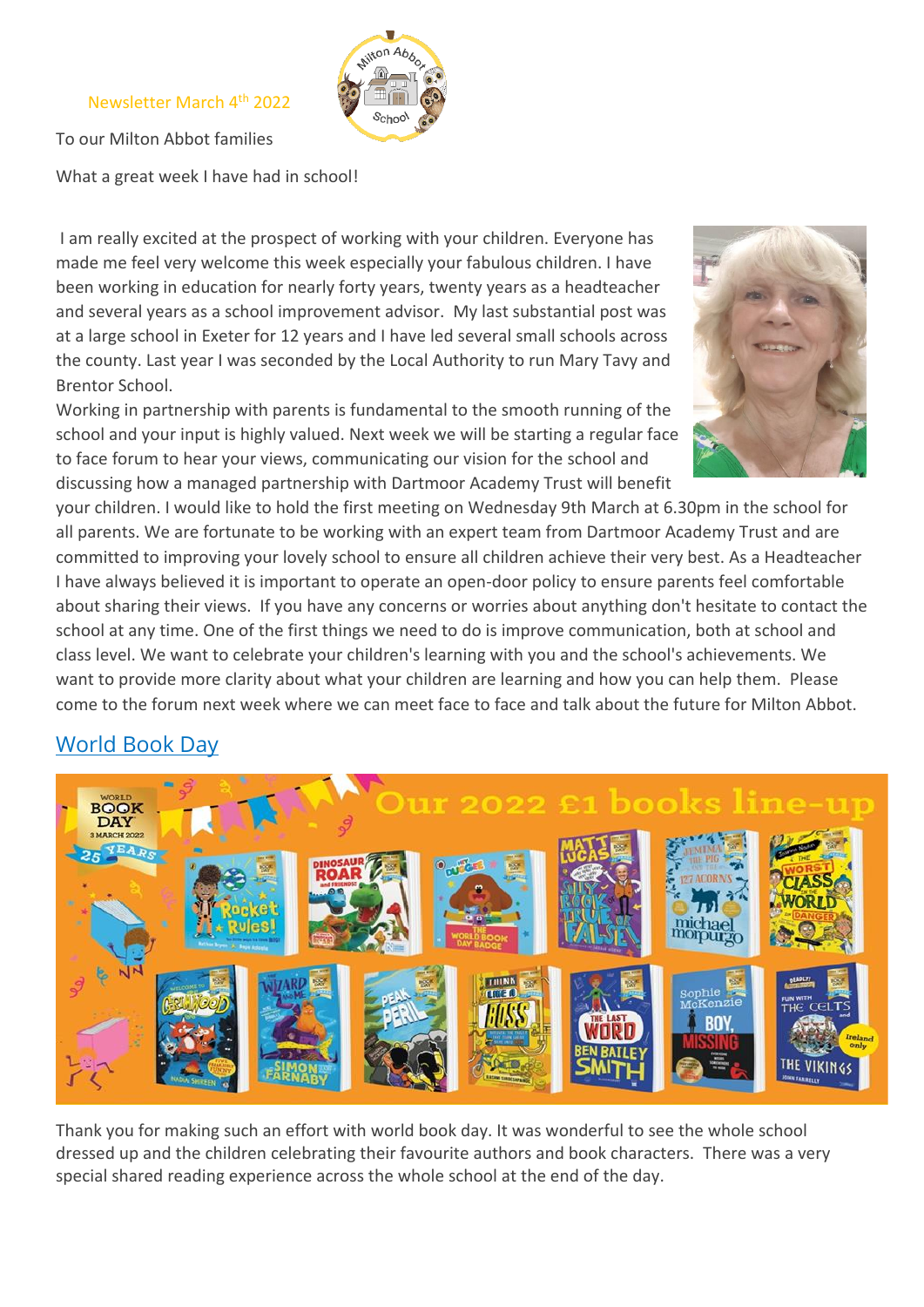Newsletter March 4th 2022

To our Milton Abbot families

What a great week I have had in school!

I am really excited at the prospect of working with your children. Everyone has made me feel very welcome this week especially your fabulous children. I have been working in education for nearly forty years, twenty years as a headteacher and several years as a school improvement advisor. My last substantial post was at a large school in Exeter for 12 years and I have led several small schools across the county. Last year I was seconded by the Local Authority to run Mary Tavy and Brentor School.

Working in partnership with parents is fundamental to the smooth running of the school and your input is highly valued. Next week we will be starting a regular face to face forum to hear your views, communicating our vision for the school and discussing how a managed partnership with Dartmoor Academy Trust will benefit your children. I would like to hold the first meeting on Wednesday 9th March at 6.30pm in the school for all parents. We are fortunate to be working with an expert team from Dartmoor Academy Trust and are committed to improving your lovely school to ensure all children achieve their very best. As a Headteacher I have always believed it is important to operate an open-door policy to ensure parents feel comfortable about sharing their views. If you have any concerns or worries about anything don't hesitate to contact the school at any time. One of the first things we need to do is improve communication, both at school and class level. We want to celebrate your children's learning with you and the school's achievements. We want to provide more clarity about what your children are learning and how you can help them. Please come to the forum next week where we can meet face to face and talk about the future for Milton Abbot.

## World Book Day

Thank you for making such an effort with world book day. It was wonderful to see the whole school dressed up and the children celebrating their favourite authors and book characters. There was a very special shared reading experience across the whole school at the end of the day.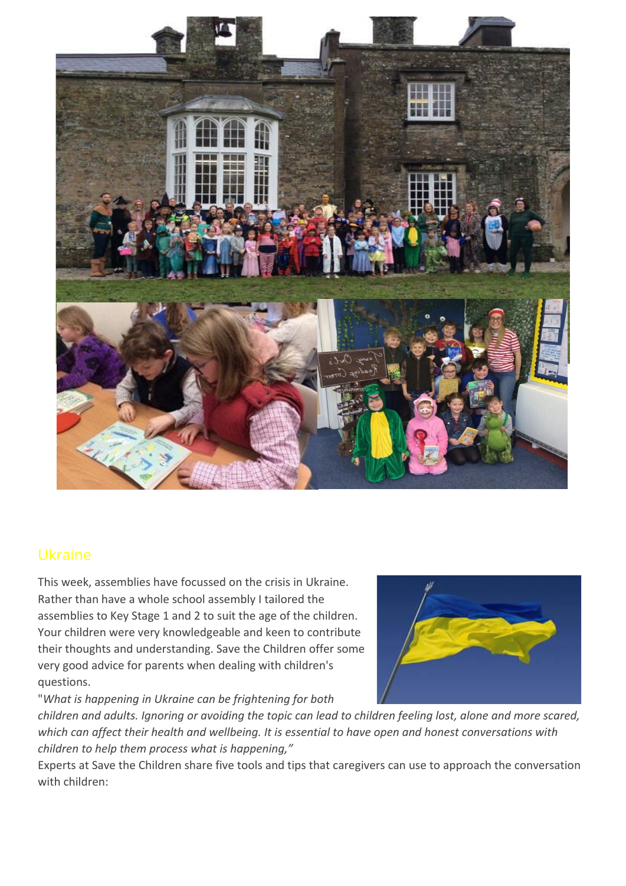## Ukraine

This week, assemblies have focussed on the crisis in Ukraine. Rather than have a whole school assembly I tailored the assemblies to Key Stage 1 and 2 to suit the age of the children. Your children were very knowledgeable and keen to contribute their thoughts and understanding. Save the Children offer some very good advice for parents when dealing with children's questions.

"*What is happening in Ukraine can be frightening for both children and adults. Ignoring or avoiding the topic can lead to children feeling lost, alone and more scared, which can affect their health and wellbeing. It is essential to have open and honest conversations with children to help them process what is happening,"*

Experts at Save the Children share five tools and tips that caregivers can use to approach the conversation with children: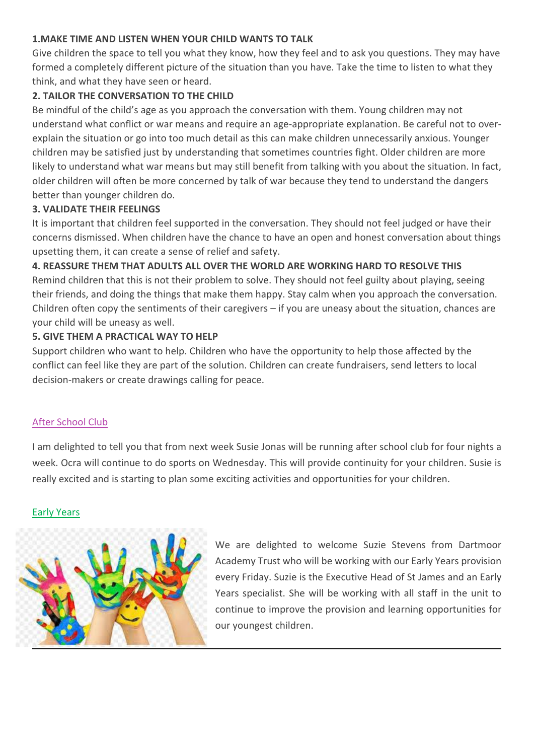**1.MAKE TIME AND LISTEN WHEN YOUR CHILD WANTS TO TALK**

Give children the space to tell you what they know, how they feel and to ask you questions. They may have formed a completely different picture of the situation than you have. Take the time to listen to what they think, and what they have seen or heard.

**2. TAILOR THE CONVERSATION TO THE CHILD**

Be mindful of the child's age as you approach the conversation with them. Young children may not understand what conflict or war means and require an age-appropriate explanation. Be careful not to over-explain the situation or go into too much detail as this can make children unnecessarily anxious. Younger children may be satisfied just by understanding that sometimes countries fight. Older children are more likely to understand what war means but may still benefit from talking with you about the situation. In fact, older children will often be more concerned by talk of war because they tend to understand the dangers better than younger children do.

**3. VALIDATE THEIR FEELINGS**

It is important that children feel supported in the conversation. They should not feel judged or have their concerns dismissed. When children have the chance to have an open and honest conversation about things upsetting them, it can create a sense of relief and safety.

**4. REASSURE THEM THAT ADULTS ALL OVER THE WORLD ARE WORKING HARD TO RESOLVE THIS**

Remind children that this is not their problem to solve. They should not feel guilty about playing, seeing their friends, and doing the things that make them happy. Stay calm when you approach the conversation. Children often copy the sentiments of their caregivers – if you are uneasy about the situation, chances are your child will be uneasy as well.

**5. GIVE THEM A PRACTICAL WAY TO HELP**

Support children who want to help. Children who have the opportunity to help those affected by the conflict can feel like they are part of the solution. Children can create fundraisers, send letters to local decision-makers or create drawings calling for peace.

## After School Club

I am delighted to tell you that from next week Susie Jonas will be running after school club for four nights a week. Ocra will continue to do sports on Wednesday. This will provide continuity for your children. Susie is really excited and is starting to plan some exciting activities and opportunities for your children.

## Early Years

We are delighted to welcome Suzie Stevens from Dartmoor Academy Trust who will be working with our Early Years provision every Friday. Suzie is the Executive Head of St James and an Early Years specialist. She will be working with all staff in the unit to continue to improve the provision and learning opportunities for our youngest children.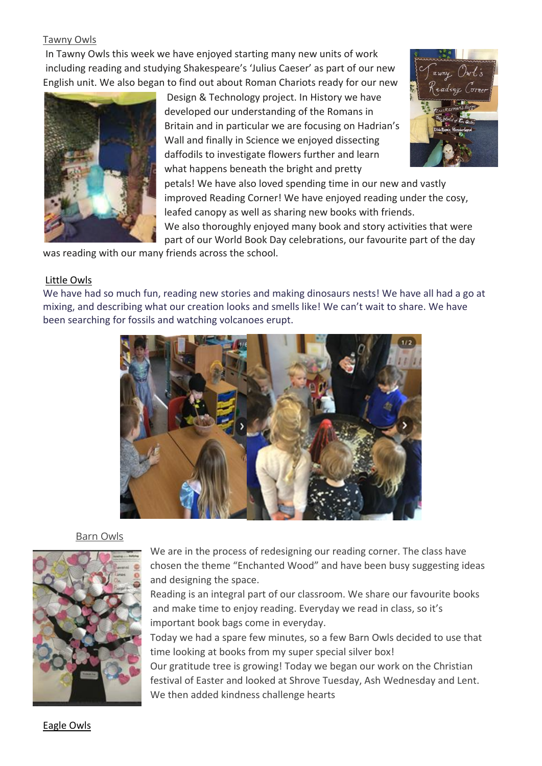Tawny Owls

In Tawny Owls this week we have enjoyed starting many new units of work including reading and studying Shakespeare's 'Julius Caeser' as part of our new English unit. We also began to find out about Roman Chariots ready for our new Design & Technology project. In History we have developed our understanding of the Romans in Britain and in particular we are focusing on Hadrian's Wall and finally in Science we enjoyed dissecting daffodils to investigate flowers further and learn what happens beneath the bright and pretty petals! We have also loved spending time in our new and vastly improved Reading Corner! We have enjoyed reading under the cosy, leafed canopy as well as sharing new books with friends.

We also thoroughly enjoyed many book and story activities that were part of our World Book Day celebrations, our favourite part of the day was reading with our many friends across the school.

Little Owls

We have had so much fun, reading new stories and making dinosaurs nests! We have all had a go at mixing, and describing what our creation looks and smells like! We can't wait to share. We have been searching for fossils and watching volcanoes erupt.

Barn Owls

We are in the process of redesigning our reading corner. The class have chosen the theme "Enchanted Wood" and have been busy suggesting ideas and designing the space.

Reading is an integral part of our classroom. We share our favourite books and make time to enjoy reading. Everyday we read in class, so it's important book bags come in everyday.

Today we had a spare few minutes, so a few Barn Owls decided to use that time looking at books from my super special silver box!

Our gratitude tree is growing! Today we began our work on the Christian festival of Easter and looked at Shrove Tuesday, Ash Wednesday and Lent. We then added kindness challenge hearts

Eagle Owls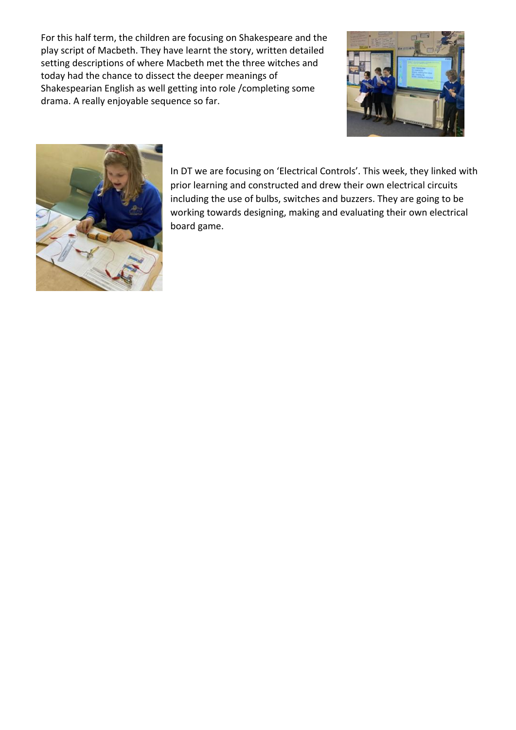For this half term, the children are focusing on Shakespeare and the play script of Macbeth. They have learnt the story, written detailed setting descriptions of where Macbeth met the three witches and today had the chance to dissect the deeper meanings of Shakespearian English as well getting into role /completing some drama. A really enjoyable sequence so far.

In DT we are focusing on 'Electrical Controls'. This week, they linked with prior learning and constructed and drew their own electrical circuits including the use of bulbs, switches and buzzers. They are going to be working towards designing, making and evaluating their own electrical board game.